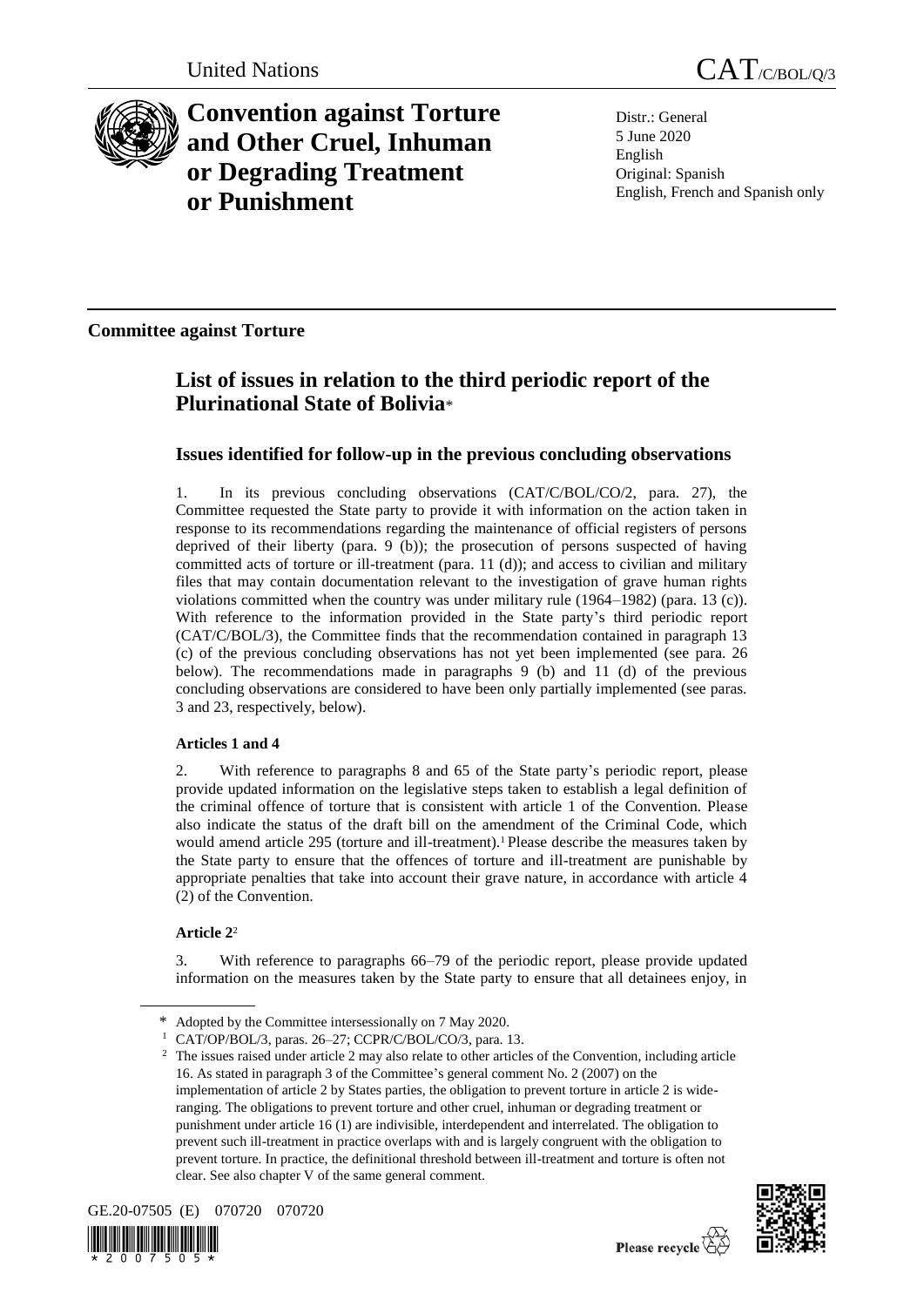United Nations

CAT/C/BOL/Q/3

# Convention against Torture and Other Cruel, Inhuman or Degrading Treatment or Punishment

Distr.: General
5 June 2020
English
Original: Spanish
English, French and Spanish only

## Committee against Torture

# List of issues in relation to the third periodic report of the Plurinational State of Bolivia*

## Issues identified for follow-up in the previous concluding observations

1. In its previous concluding observations (CAT/C/BOL/CO/2, para. 27), the Committee requested the State party to provide it with information on the action taken in response to its recommendations regarding the maintenance of official registers of persons deprived of their liberty (para. 9 (b)); the prosecution of persons suspected of having committed acts of torture or ill-treatment (para. 11 (d)); and access to civilian and military files that may contain documentation relevant to the investigation of grave human rights violations committed when the country was under military rule (1964–1982) (para. 13 (c)). With reference to the information provided in the State party's third periodic report (CAT/C/BOL/3), the Committee finds that the recommendation contained in paragraph 13 (c) of the previous concluding observations has not yet been implemented (see para. 26 below). The recommendations made in paragraphs 9 (b) and 11 (d) of the previous concluding observations are considered to have been only partially implemented (see paras. 3 and 23, respectively, below).

### Articles 1 and 4

2. With reference to paragraphs 8 and 65 of the State party's periodic report, please provide updated information on the legislative steps taken to establish a legal definition of the criminal offence of torture that is consistent with article 1 of the Convention. Please also indicate the status of the draft bill on the amendment of the Criminal Code, which would amend article 295 (torture and ill-treatment).[1] Please describe the measures taken by the State party to ensure that the offences of torture and ill-treatment are punishable by appropriate penalties that take into account their grave nature, in accordance with article 4 (2) of the Convention.

### Article 2[2]

3. With reference to paragraphs 66–79 of the periodic report, please provide updated information on the measures taken by the State party to ensure that all detainees enjoy, in

---

\* Adopted by the Committee intersessionally on 7 May 2020.

[1] CAT/OP/BOL/3, paras. 26–27; CCPR/C/BOL/CO/3, para. 13.

[2] The issues raised under article 2 may also relate to other articles of the Convention, including article 16. As stated in paragraph 3 of the Committee's general comment No. 2 (2007) on the implementation of article 2 by States parties, the obligation to prevent torture in article 2 is wide-ranging. The obligations to prevent torture and other cruel, inhuman or degrading treatment or punishment under article 16 (1) are indivisible, interdependent and interrelated. The obligation to prevent such ill-treatment in practice overlaps with and is largely congruent with the obligation to prevent torture. In practice, the definitional threshold between ill-treatment and torture is often not clear. See also chapter V of the same general comment.

GE.20-07505 (E) 070720 070720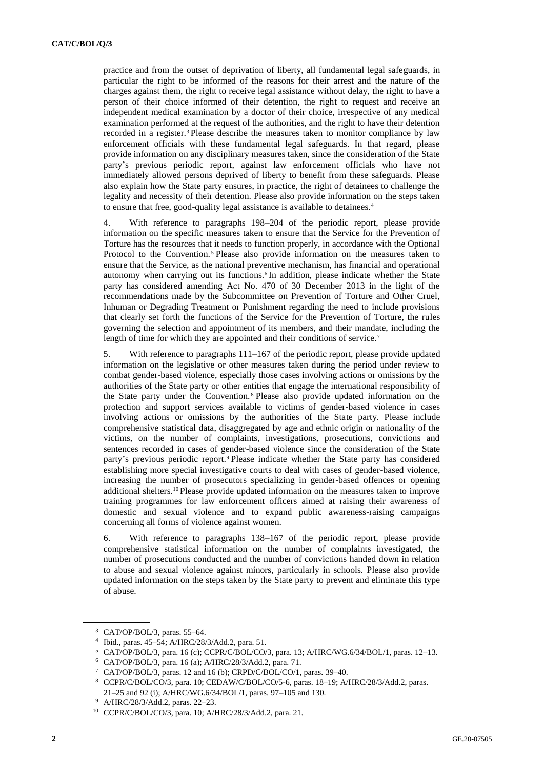practice and from the outset of deprivation of liberty, all fundamental legal safeguards, in particular the right to be informed of the reasons for their arrest and the nature of the charges against them, the right to receive legal assistance without delay, the right to have a person of their choice informed of their detention, the right to request and receive an independent medical examination by a doctor of their choice, irrespective of any medical examination performed at the request of the authorities, and the right to have their detention recorded in a register.[3] Please describe the measures taken to monitor compliance by law enforcement officials with these fundamental legal safeguards. In that regard, please provide information on any disciplinary measures taken, since the consideration of the State party's previous periodic report, against law enforcement officials who have not immediately allowed persons deprived of liberty to benefit from these safeguards. Please also explain how the State party ensures, in practice, the right of detainees to challenge the legality and necessity of their detention. Please also provide information on the steps taken to ensure that free, good-quality legal assistance is available to detainees.[4]

4. With reference to paragraphs 198–204 of the periodic report, please provide information on the specific measures taken to ensure that the Service for the Prevention of Torture has the resources that it needs to function properly, in accordance with the Optional Protocol to the Convention.[5] Please also provide information on the measures taken to ensure that the Service, as the national preventive mechanism, has financial and operational autonomy when carrying out its functions.[6] In addition, please indicate whether the State party has considered amending Act No. 470 of 30 December 2013 in the light of the recommendations made by the Subcommittee on Prevention of Torture and Other Cruel, Inhuman or Degrading Treatment or Punishment regarding the need to include provisions that clearly set forth the functions of the Service for the Prevention of Torture, the rules governing the selection and appointment of its members, and their mandate, including the length of time for which they are appointed and their conditions of service.[7]

5. With reference to paragraphs 111–167 of the periodic report, please provide updated information on the legislative or other measures taken during the period under review to combat gender-based violence, especially those cases involving actions or omissions by the authorities of the State party or other entities that engage the international responsibility of the State party under the Convention.[8] Please also provide updated information on the protection and support services available to victims of gender-based violence in cases involving actions or omissions by the authorities of the State party. Please include comprehensive statistical data, disaggregated by age and ethnic origin or nationality of the victims, on the number of complaints, investigations, prosecutions, convictions and sentences recorded in cases of gender-based violence since the consideration of the State party's previous periodic report.[9] Please indicate whether the State party has considered establishing more special investigative courts to deal with cases of gender-based violence, increasing the number of prosecutors specializing in gender-based offences or opening additional shelters.[10] Please provide updated information on the measures taken to improve training programmes for law enforcement officers aimed at raising their awareness of domestic and sexual violence and to expand public awareness-raising campaigns concerning all forms of violence against women.

6. With reference to paragraphs 138–167 of the periodic report, please provide comprehensive statistical information on the number of complaints investigated, the number of prosecutions conducted and the number of convictions handed down in relation to abuse and sexual violence against minors, particularly in schools. Please also provide updated information on the steps taken by the State party to prevent and eliminate this type of abuse.

[3] CAT/OP/BOL/3, paras. 55–64.

[4] Ibid., paras. 45–54; A/HRC/28/3/Add.2, para. 51.

[5] CAT/OP/BOL/3, para. 16 (c); CCPR/C/BOL/CO/3, para. 13; A/HRC/WG.6/34/BOL/1, paras. 12–13.

[6] CAT/OP/BOL/3, para. 16 (a); A/HRC/28/3/Add.2, para. 71.

[7] CAT/OP/BOL/3, paras. 12 and 16 (b); CRPD/C/BOL/CO/1, paras. 39–40.

[8] CCPR/C/BOL/CO/3, para. 10; CEDAW/C/BOL/CO/5-6, paras. 18–19; A/HRC/28/3/Add.2, paras. 21–25 and 92 (i); A/HRC/WG.6/34/BOL/1, paras. 97–105 and 130.

[9] A/HRC/28/3/Add.2, paras. 22–23.

[10] CCPR/C/BOL/CO/3, para. 10; A/HRC/28/3/Add.2, para. 21.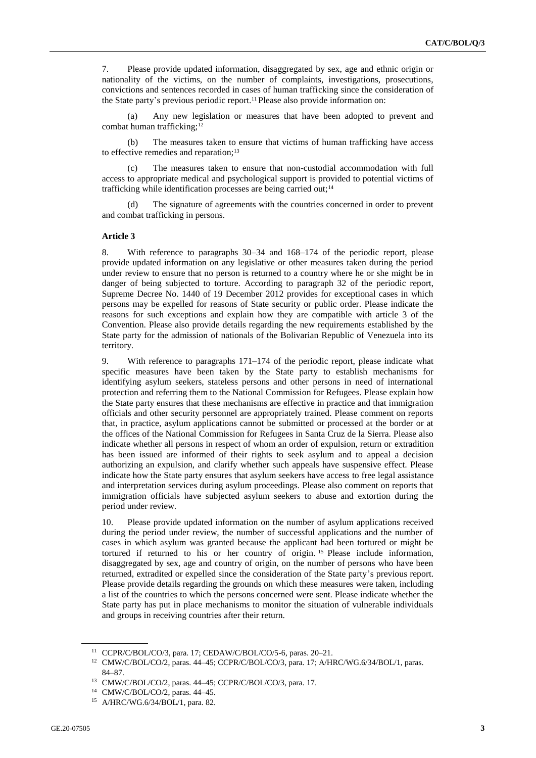7. Please provide updated information, disaggregated by sex, age and ethnic origin or nationality of the victims, on the number of complaints, investigations, prosecutions, convictions and sentences recorded in cases of human trafficking since the consideration of the State party's previous periodic report.[11] Please also provide information on:

(a) Any new legislation or measures that have been adopted to prevent and combat human trafficking;[12]

(b) The measures taken to ensure that victims of human trafficking have access to effective remedies and reparation;[13]

(c) The measures taken to ensure that non-custodial accommodation with full access to appropriate medical and psychological support is provided to potential victims of trafficking while identification processes are being carried out;[14]

(d) The signature of agreements with the countries concerned in order to prevent and combat trafficking in persons.

### Article 3

8. With reference to paragraphs 30–34 and 168–174 of the periodic report, please provide updated information on any legislative or other measures taken during the period under review to ensure that no person is returned to a country where he or she might be in danger of being subjected to torture. According to paragraph 32 of the periodic report, Supreme Decree No. 1440 of 19 December 2012 provides for exceptional cases in which persons may be expelled for reasons of State security or public order. Please indicate the reasons for such exceptions and explain how they are compatible with article 3 of the Convention. Please also provide details regarding the new requirements established by the State party for the admission of nationals of the Bolivarian Republic of Venezuela into its territory.

9. With reference to paragraphs 171–174 of the periodic report, please indicate what specific measures have been taken by the State party to establish mechanisms for identifying asylum seekers, stateless persons and other persons in need of international protection and referring them to the National Commission for Refugees. Please explain how the State party ensures that these mechanisms are effective in practice and that immigration officials and other security personnel are appropriately trained. Please comment on reports that, in practice, asylum applications cannot be submitted or processed at the border or at the offices of the National Commission for Refugees in Santa Cruz de la Sierra. Please also indicate whether all persons in respect of whom an order of expulsion, return or extradition has been issued are informed of their rights to seek asylum and to appeal a decision authorizing an expulsion, and clarify whether such appeals have suspensive effect. Please indicate how the State party ensures that asylum seekers have access to free legal assistance and interpretation services during asylum proceedings. Please also comment on reports that immigration officials have subjected asylum seekers to abuse and extortion during the period under review.

10. Please provide updated information on the number of asylum applications received during the period under review, the number of successful applications and the number of cases in which asylum was granted because the applicant had been tortured or might be tortured if returned to his or her country of origin.[15] Please include information, disaggregated by sex, age and country of origin, on the number of persons who have been returned, extradited or expelled since the consideration of the State party's previous report. Please provide details regarding the grounds on which these measures were taken, including a list of the countries to which the persons concerned were sent. Please indicate whether the State party has put in place mechanisms to monitor the situation of vulnerable individuals and groups in receiving countries after their return.

---

[11] CCPR/C/BOL/CO/3, para. 17; CEDAW/C/BOL/CO/5-6, paras. 20–21.

[12] CMW/C/BOL/CO/2, paras. 44–45; CCPR/C/BOL/CO/3, para. 17; A/HRC/WG.6/34/BOL/1, paras. 84–87.

[13] CMW/C/BOL/CO/2, paras. 44–45; CCPR/C/BOL/CO/3, para. 17.

[14] CMW/C/BOL/CO/2, paras. 44–45.

[15] A/HRC/WG.6/34/BOL/1, para. 82.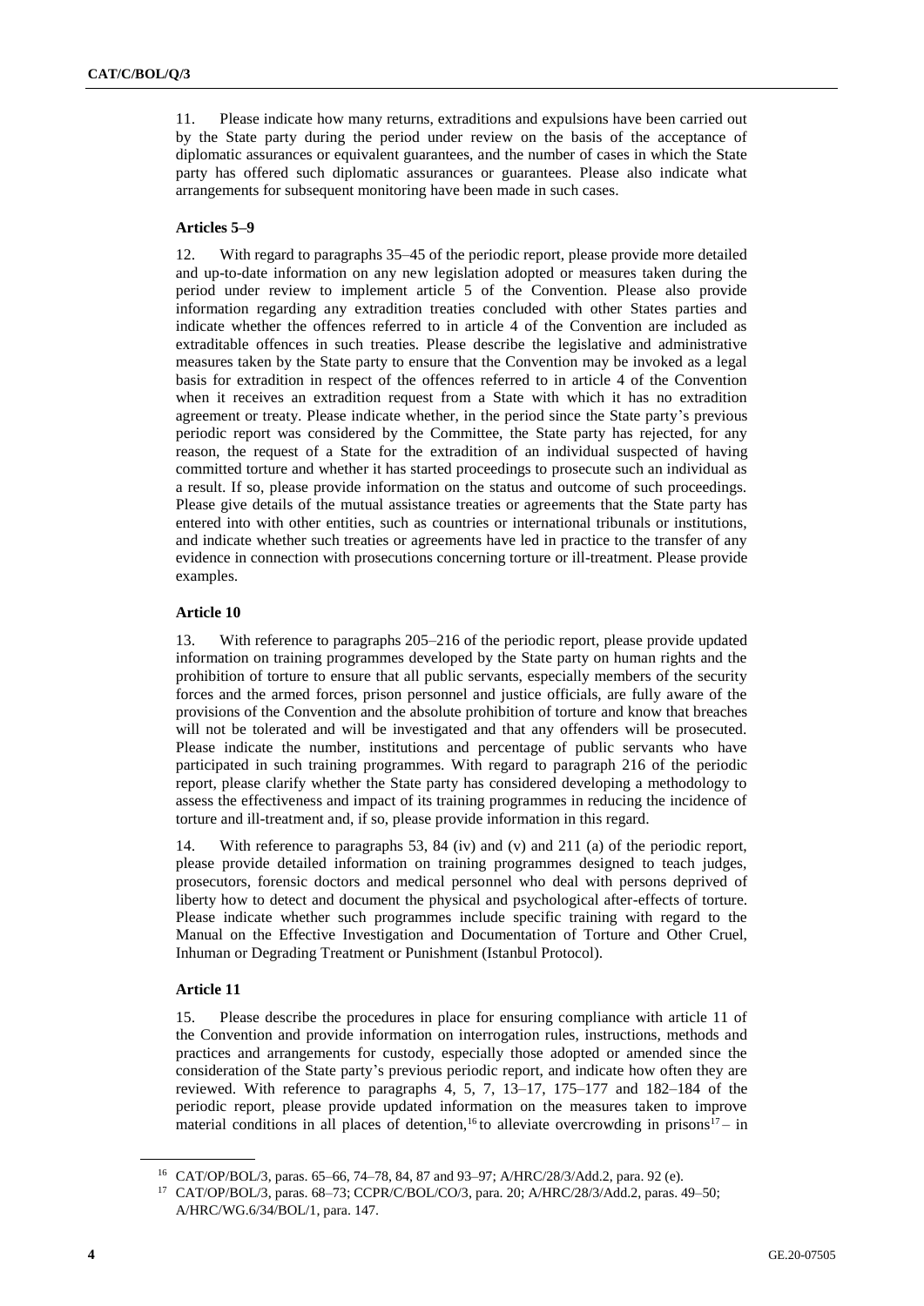11. Please indicate how many returns, extraditions and expulsions have been carried out by the State party during the period under review on the basis of the acceptance of diplomatic assurances or equivalent guarantees, and the number of cases in which the State party has offered such diplomatic assurances or guarantees. Please also indicate what arrangements for subsequent monitoring have been made in such cases.

### Articles 5–9

12. With regard to paragraphs 35–45 of the periodic report, please provide more detailed and up-to-date information on any new legislation adopted or measures taken during the period under review to implement article 5 of the Convention. Please also provide information regarding any extradition treaties concluded with other States parties and indicate whether the offences referred to in article 4 of the Convention are included as extraditable offences in such treaties. Please describe the legislative and administrative measures taken by the State party to ensure that the Convention may be invoked as a legal basis for extradition in respect of the offences referred to in article 4 of the Convention when it receives an extradition request from a State with which it has no extradition agreement or treaty. Please indicate whether, in the period since the State party's previous periodic report was considered by the Committee, the State party has rejected, for any reason, the request of a State for the extradition of an individual suspected of having committed torture and whether it has started proceedings to prosecute such an individual as a result. If so, please provide information on the status and outcome of such proceedings. Please give details of the mutual assistance treaties or agreements that the State party has entered into with other entities, such as countries or international tribunals or institutions, and indicate whether such treaties or agreements have led in practice to the transfer of any evidence in connection with prosecutions concerning torture or ill-treatment. Please provide examples.

### Article 10

13. With reference to paragraphs 205–216 of the periodic report, please provide updated information on training programmes developed by the State party on human rights and the prohibition of torture to ensure that all public servants, especially members of the security forces and the armed forces, prison personnel and justice officials, are fully aware of the provisions of the Convention and the absolute prohibition of torture and know that breaches will not be tolerated and will be investigated and that any offenders will be prosecuted. Please indicate the number, institutions and percentage of public servants who have participated in such training programmes. With regard to paragraph 216 of the periodic report, please clarify whether the State party has considered developing a methodology to assess the effectiveness and impact of its training programmes in reducing the incidence of torture and ill-treatment and, if so, please provide information in this regard.

14. With reference to paragraphs 53, 84 (iv) and (v) and 211 (a) of the periodic report, please provide detailed information on training programmes designed to teach judges, prosecutors, forensic doctors and medical personnel who deal with persons deprived of liberty how to detect and document the physical and psychological after-effects of torture. Please indicate whether such programmes include specific training with regard to the Manual on the Effective Investigation and Documentation of Torture and Other Cruel, Inhuman or Degrading Treatment or Punishment (Istanbul Protocol).

### Article 11

15. Please describe the procedures in place for ensuring compliance with article 11 of the Convention and provide information on interrogation rules, instructions, methods and practices and arrangements for custody, especially those adopted or amended since the consideration of the State party's previous periodic report, and indicate how often they are reviewed. With reference to paragraphs 4, 5, 7, 13–17, 175–177 and 182–184 of the periodic report, please provide updated information on the measures taken to improve material conditions in all places of detention,[16] to alleviate overcrowding in prisons[17] – in

---

[16] CAT/OP/BOL/3, paras. 65–66, 74–78, 84, 87 and 93–97; A/HRC/28/3/Add.2, para. 92 (e).

[17] CAT/OP/BOL/3, paras. 68–73; CCPR/C/BOL/CO/3, para. 20; A/HRC/28/3/Add.2, paras. 49–50; A/HRC/WG.6/34/BOL/1, para. 147.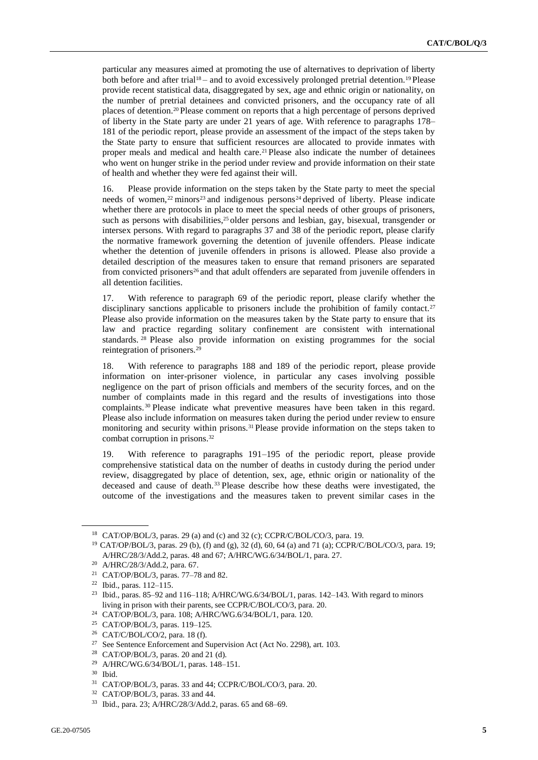particular any measures aimed at promoting the use of alternatives to deprivation of liberty both before and after trial[18] – and to avoid excessively prolonged pretrial detention.[19] Please provide recent statistical data, disaggregated by sex, age and ethnic origin or nationality, on the number of pretrial detainees and convicted prisoners, and the occupancy rate of all places of detention.[20] Please comment on reports that a high percentage of persons deprived of liberty in the State party are under 21 years of age. With reference to paragraphs 178–181 of the periodic report, please provide an assessment of the impact of the steps taken by the State party to ensure that sufficient resources are allocated to provide inmates with proper meals and medical and health care.[21] Please also indicate the number of detainees who went on hunger strike in the period under review and provide information on their state of health and whether they were fed against their will.

16. Please provide information on the steps taken by the State party to meet the special needs of women,[22] minors[23] and indigenous persons[24] deprived of liberty. Please indicate whether there are protocols in place to meet the special needs of other groups of prisoners, such as persons with disabilities,[25] older persons and lesbian, gay, bisexual, transgender or intersex persons. With regard to paragraphs 37 and 38 of the periodic report, please clarify the normative framework governing the detention of juvenile offenders. Please indicate whether the detention of juvenile offenders in prisons is allowed. Please also provide a detailed description of the measures taken to ensure that remand prisoners are separated from convicted prisoners[26] and that adult offenders are separated from juvenile offenders in all detention facilities.

17. With reference to paragraph 69 of the periodic report, please clarify whether the disciplinary sanctions applicable to prisoners include the prohibition of family contact.[27] Please also provide information on the measures taken by the State party to ensure that its law and practice regarding solitary confinement are consistent with international standards.[28] Please also provide information on existing programmes for the social reintegration of prisoners.[29]

18. With reference to paragraphs 188 and 189 of the periodic report, please provide information on inter-prisoner violence, in particular any cases involving possible negligence on the part of prison officials and members of the security forces, and on the number of complaints made in this regard and the results of investigations into those complaints.[30] Please indicate what preventive measures have been taken in this regard. Please also include information on measures taken during the period under review to ensure monitoring and security within prisons.[31] Please provide information on the steps taken to combat corruption in prisons.[32]

19. With reference to paragraphs 191–195 of the periodic report, please provide comprehensive statistical data on the number of deaths in custody during the period under review, disaggregated by place of detention, sex, age, ethnic origin or nationality of the deceased and cause of death.[33] Please describe how these deaths were investigated, the outcome of the investigations and the measures taken to prevent similar cases in the

---

[18] CAT/OP/BOL/3, paras. 29 (a) and (c) and 32 (c); CCPR/C/BOL/CO/3, para. 19.

[19] CAT/OP/BOL/3, paras. 29 (b), (f) and (g), 32 (d), 60, 64 (a) and 71 (a); CCPR/C/BOL/CO/3, para. 19; A/HRC/28/3/Add.2, paras. 48 and 67; A/HRC/WG.6/34/BOL/1, para. 27.

[20] A/HRC/28/3/Add.2, para. 67.

[21] CAT/OP/BOL/3, paras. 77–78 and 82.

[22] Ibid., paras. 112–115.

[23] Ibid., paras. 85–92 and 116–118; A/HRC/WG.6/34/BOL/1, paras. 142–143. With regard to minors living in prison with their parents, see CCPR/C/BOL/CO/3, para. 20.

[24] CAT/OP/BOL/3, para. 108; A/HRC/WG.6/34/BOL/1, para. 120.

[25] CAT/OP/BOL/3, paras. 119–125.

[26] CAT/C/BOL/CO/2, para. 18 (f).

[27] See Sentence Enforcement and Supervision Act (Act No. 2298), art. 103.

[28] CAT/OP/BOL/3, paras. 20 and 21 (d).

[29] A/HRC/WG.6/34/BOL/1, paras. 148–151.

[30] Ibid.

[31] CAT/OP/BOL/3, paras. 33 and 44; CCPR/C/BOL/CO/3, para. 20.

[32] CAT/OP/BOL/3, paras. 33 and 44.

[33] Ibid., para. 23; A/HRC/28/3/Add.2, paras. 65 and 68–69.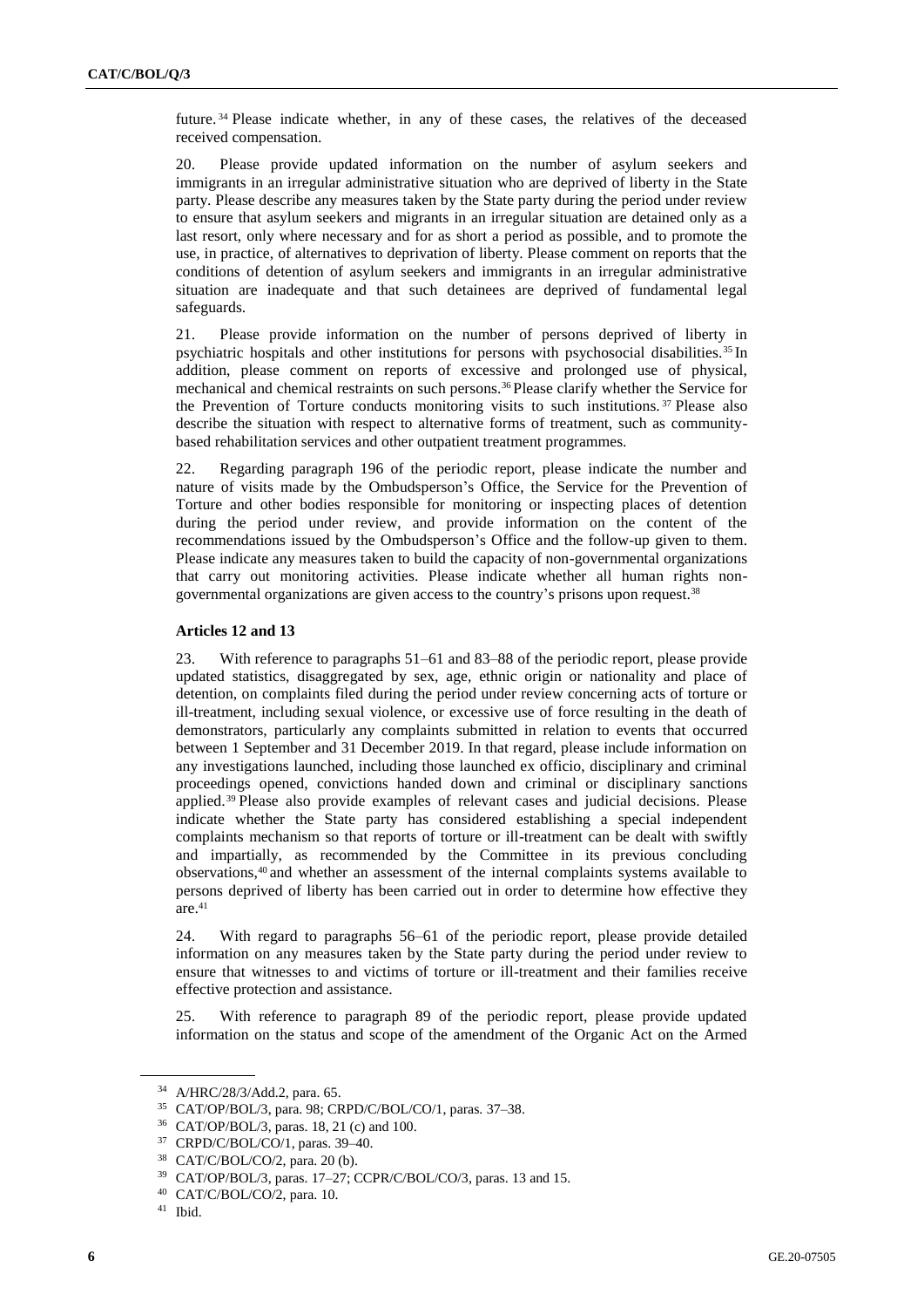future.[34] Please indicate whether, in any of these cases, the relatives of the deceased received compensation.

20. Please provide updated information on the number of asylum seekers and immigrants in an irregular administrative situation who are deprived of liberty in the State party. Please describe any measures taken by the State party during the period under review to ensure that asylum seekers and migrants in an irregular situation are detained only as a last resort, only where necessary and for as short a period as possible, and to promote the use, in practice, of alternatives to deprivation of liberty. Please comment on reports that the conditions of detention of asylum seekers and immigrants in an irregular administrative situation are inadequate and that such detainees are deprived of fundamental legal safeguards.

21. Please provide information on the number of persons deprived of liberty in psychiatric hospitals and other institutions for persons with psychosocial disabilities.[35] In addition, please comment on reports of excessive and prolonged use of physical, mechanical and chemical restraints on such persons.[36] Please clarify whether the Service for the Prevention of Torture conducts monitoring visits to such institutions.[37] Please also describe the situation with respect to alternative forms of treatment, such as community-based rehabilitation services and other outpatient treatment programmes.

22. Regarding paragraph 196 of the periodic report, please indicate the number and nature of visits made by the Ombudsperson's Office, the Service for the Prevention of Torture and other bodies responsible for monitoring or inspecting places of detention during the period under review, and provide information on the content of the recommendations issued by the Ombudsperson's Office and the follow-up given to them. Please indicate any measures taken to build the capacity of non-governmental organizations that carry out monitoring activities. Please indicate whether all human rights non-governmental organizations are given access to the country's prisons upon request.[38]

**Articles 12 and 13**

23. With reference to paragraphs 51–61 and 83–88 of the periodic report, please provide updated statistics, disaggregated by sex, age, ethnic origin or nationality and place of detention, on complaints filed during the period under review concerning acts of torture or ill-treatment, including sexual violence, or excessive use of force resulting in the death of demonstrators, particularly any complaints submitted in relation to events that occurred between 1 September and 31 December 2019. In that regard, please include information on any investigations launched, including those launched ex officio, disciplinary and criminal proceedings opened, convictions handed down and criminal or disciplinary sanctions applied.[39] Please also provide examples of relevant cases and judicial decisions. Please indicate whether the State party has considered establishing a special independent complaints mechanism so that reports of torture or ill-treatment can be dealt with swiftly and impartially, as recommended by the Committee in its previous concluding observations,[40] and whether an assessment of the internal complaints systems available to persons deprived of liberty has been carried out in order to determine how effective they are.[41]

24. With regard to paragraphs 56–61 of the periodic report, please provide detailed information on any measures taken by the State party during the period under review to ensure that witnesses to and victims of torture or ill-treatment and their families receive effective protection and assistance.

25. With reference to paragraph 89 of the periodic report, please provide updated information on the status and scope of the amendment of the Organic Act on the Armed

---

[34] A/HRC/28/3/Add.2, para. 65.

[35] CAT/OP/BOL/3, para. 98; CRPD/C/BOL/CO/1, paras. 37–38.

[36] CAT/OP/BOL/3, paras. 18, 21 (c) and 100.

[37] CRPD/C/BOL/CO/1, paras. 39–40.

[38] CAT/C/BOL/CO/2, para. 20 (b).

[39] CAT/OP/BOL/3, paras. 17–27; CCPR/C/BOL/CO/3, paras. 13 and 15.

[40] CAT/C/BOL/CO/2, para. 10.

[41] Ibid.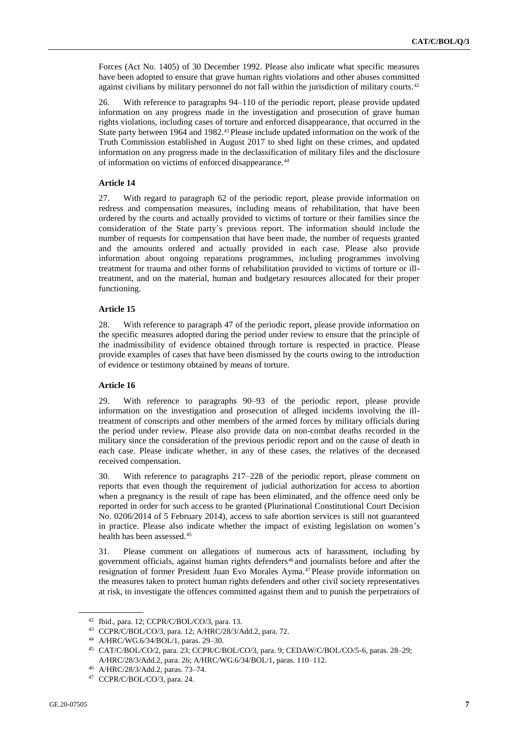Forces (Act No. 1405) of 30 December 1992. Please also indicate what specific measures have been adopted to ensure that grave human rights violations and other abuses committed against civilians by military personnel do not fall within the jurisdiction of military courts.[42]

26. With reference to paragraphs 94–110 of the periodic report, please provide updated information on any progress made in the investigation and prosecution of grave human rights violations, including cases of torture and enforced disappearance, that occurred in the State party between 1964 and 1982.[43] Please include updated information on the work of the Truth Commission established in August 2017 to shed light on these crimes, and updated information on any progress made in the declassification of military files and the disclosure of information on victims of enforced disappearance.[44]

### Article 14

27. With regard to paragraph 62 of the periodic report, please provide information on redress and compensation measures, including means of rehabilitation, that have been ordered by the courts and actually provided to victims of torture or their families since the consideration of the State party's previous report. The information should include the number of requests for compensation that have been made, the number of requests granted and the amounts ordered and actually provided in each case. Please also provide information about ongoing reparations programmes, including programmes involving treatment for trauma and other forms of rehabilitation provided to victims of torture or ill-treatment, and on the material, human and budgetary resources allocated for their proper functioning.

### Article 15

28. With reference to paragraph 47 of the periodic report, please provide information on the specific measures adopted during the period under review to ensure that the principle of the inadmissibility of evidence obtained through torture is respected in practice. Please provide examples of cases that have been dismissed by the courts owing to the introduction of evidence or testimony obtained by means of torture.

### Article 16

29. With reference to paragraphs 90–93 of the periodic report, please provide information on the investigation and prosecution of alleged incidents involving the ill-treatment of conscripts and other members of the armed forces by military officials during the period under review. Please also provide data on non-combat deaths recorded in the military since the consideration of the previous periodic report and on the cause of death in each case. Please indicate whether, in any of these cases, the relatives of the deceased received compensation.

30. With reference to paragraphs 217–228 of the periodic report, please comment on reports that even though the requirement of judicial authorization for access to abortion when a pregnancy is the result of rape has been eliminated, and the offence need only be reported in order for such access to be granted (Plurinational Constitutional Court Decision No. 0206/2014 of 5 February 2014), access to safe abortion services is still not guaranteed in practice. Please also indicate whether the impact of existing legislation on women's health has been assessed.[45]

31. Please comment on allegations of numerous acts of harassment, including by government officials, against human rights defenders[46] and journalists before and after the resignation of former President Juan Evo Morales Ayma.[47] Please provide information on the measures taken to protect human rights defenders and other civil society representatives at risk, to investigate the offences committed against them and to punish the perpetrators of

---

[42] Ibid., para. 12; CCPR/C/BOL/CO/3, para. 13.

[43] CCPR/C/BOL/CO/3, para. 12; A/HRC/28/3/Add.2, para. 72.

[44] A/HRC/WG.6/34/BOL/1, paras. 29–30.

[45] CAT/C/BOL/CO/2, para. 23; CCPR/C/BOL/CO/3, para. 9; CEDAW/C/BOL/CO/5-6, paras. 28–29; A/HRC/28/3/Add.2, para. 26; A/HRC/WG.6/34/BOL/1, paras. 110–112.

[46] A/HRC/28/3/Add.2, paras. 73–74.

[47] CCPR/C/BOL/CO/3, para. 24.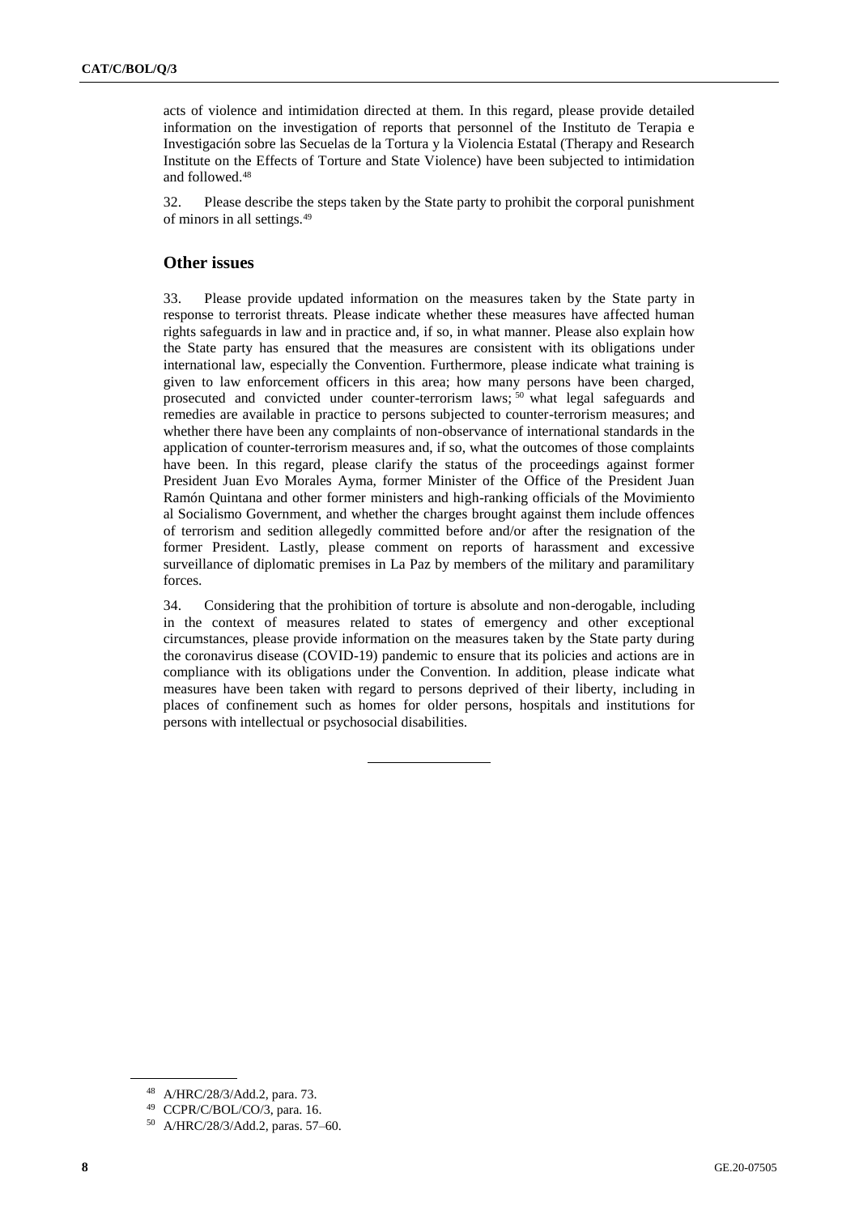acts of violence and intimidation directed at them. In this regard, please provide detailed information on the investigation of reports that personnel of the Instituto de Terapia e Investigación sobre las Secuelas de la Tortura y la Violencia Estatal (Therapy and Research Institute on the Effects of Torture and State Violence) have been subjected to intimidation and followed.[48]

32. Please describe the steps taken by the State party to prohibit the corporal punishment of minors in all settings.[49]

## Other issues

33. Please provide updated information on the measures taken by the State party in response to terrorist threats. Please indicate whether these measures have affected human rights safeguards in law and in practice and, if so, in what manner. Please also explain how the State party has ensured that the measures are consistent with its obligations under international law, especially the Convention. Furthermore, please indicate what training is given to law enforcement officers in this area; how many persons have been charged, prosecuted and convicted under counter-terrorism laws;[50] what legal safeguards and remedies are available in practice to persons subjected to counter-terrorism measures; and whether there have been any complaints of non-observance of international standards in the application of counter-terrorism measures and, if so, what the outcomes of those complaints have been. In this regard, please clarify the status of the proceedings against former President Juan Evo Morales Ayma, former Minister of the Office of the President Juan Ramón Quintana and other former ministers and high-ranking officials of the Movimiento al Socialismo Government, and whether the charges brought against them include offences of terrorism and sedition allegedly committed before and/or after the resignation of the former President. Lastly, please comment on reports of harassment and excessive surveillance of diplomatic premises in La Paz by members of the military and paramilitary forces.

34. Considering that the prohibition of torture is absolute and non-derogable, including in the context of measures related to states of emergency and other exceptional circumstances, please provide information on the measures taken by the State party during the coronavirus disease (COVID-19) pandemic to ensure that its policies and actions are in compliance with its obligations under the Convention. In addition, please indicate what measures have been taken with regard to persons deprived of their liberty, including in places of confinement such as homes for older persons, hospitals and institutions for persons with intellectual or psychosocial disabilities.

---

[48] A/HRC/28/3/Add.2, para. 73.

[49] CCPR/C/BOL/CO/3, para. 16.

[50] A/HRC/28/3/Add.2, paras. 57–60.